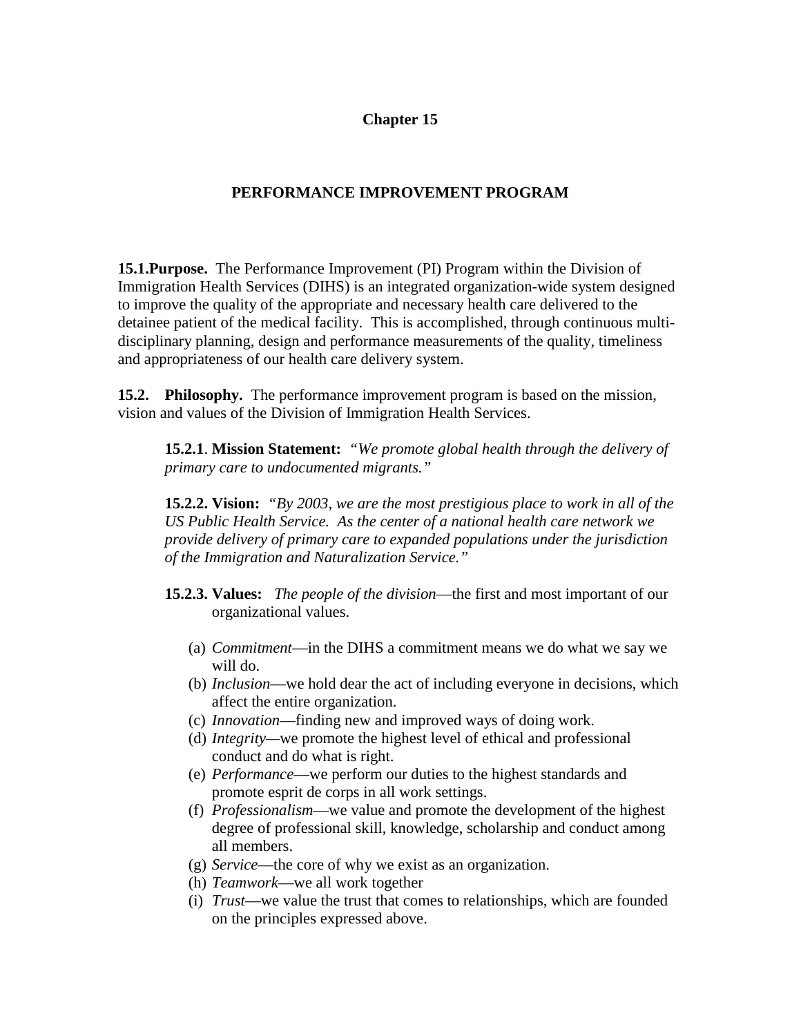# Chapter 15

## PERFORMANCE IMPROVEMENT PROGRAM

**15.1.Purpose.** The Performance Improvement (PI) Program within the Division of Immigration Health Services (DIHS) is an integrated organization-wide system designed to improve the quality of the appropriate and necessary health care delivered to the detainee patient of the medical facility. This is accomplished, through continuous multi-disciplinary planning, design and performance measurements of the quality, timeliness and appropriateness of our health care delivery system.

**15.2. Philosophy.** The performance improvement program is based on the mission, vision and values of the Division of Immigration Health Services.

**15.2.1**. **Mission Statement:** *"We promote global health through the delivery of primary care to undocumented migrants."*

**15.2.2. Vision:** *"By 2003, we are the most prestigious place to work in all of the US Public Health Service. As the center of a national health care network we provide delivery of primary care to expanded populations under the jurisdiction of the Immigration and Naturalization Service."*

**15.2.3. Values:** *The people of the division*—the first and most important of our organizational values.

(a) *Commitment*—in the DIHS a commitment means we do what we say we will do.
(b) *Inclusion*—we hold dear the act of including everyone in decisions, which affect the entire organization.
(c) *Innovation*—finding new and improved ways of doing work.
(d) *Integrity*—we promote the highest level of ethical and professional conduct and do what is right.
(e) *Performance*—we perform our duties to the highest standards and promote esprit de corps in all work settings.
(f) *Professionalism*—we value and promote the development of the highest degree of professional skill, knowledge, scholarship and conduct among all members.
(g) *Service*—the core of why we exist as an organization.
(h) *Teamwork*—we all work together
(i) *Trust*—we value the trust that comes to relationships, which are founded on the principles expressed above.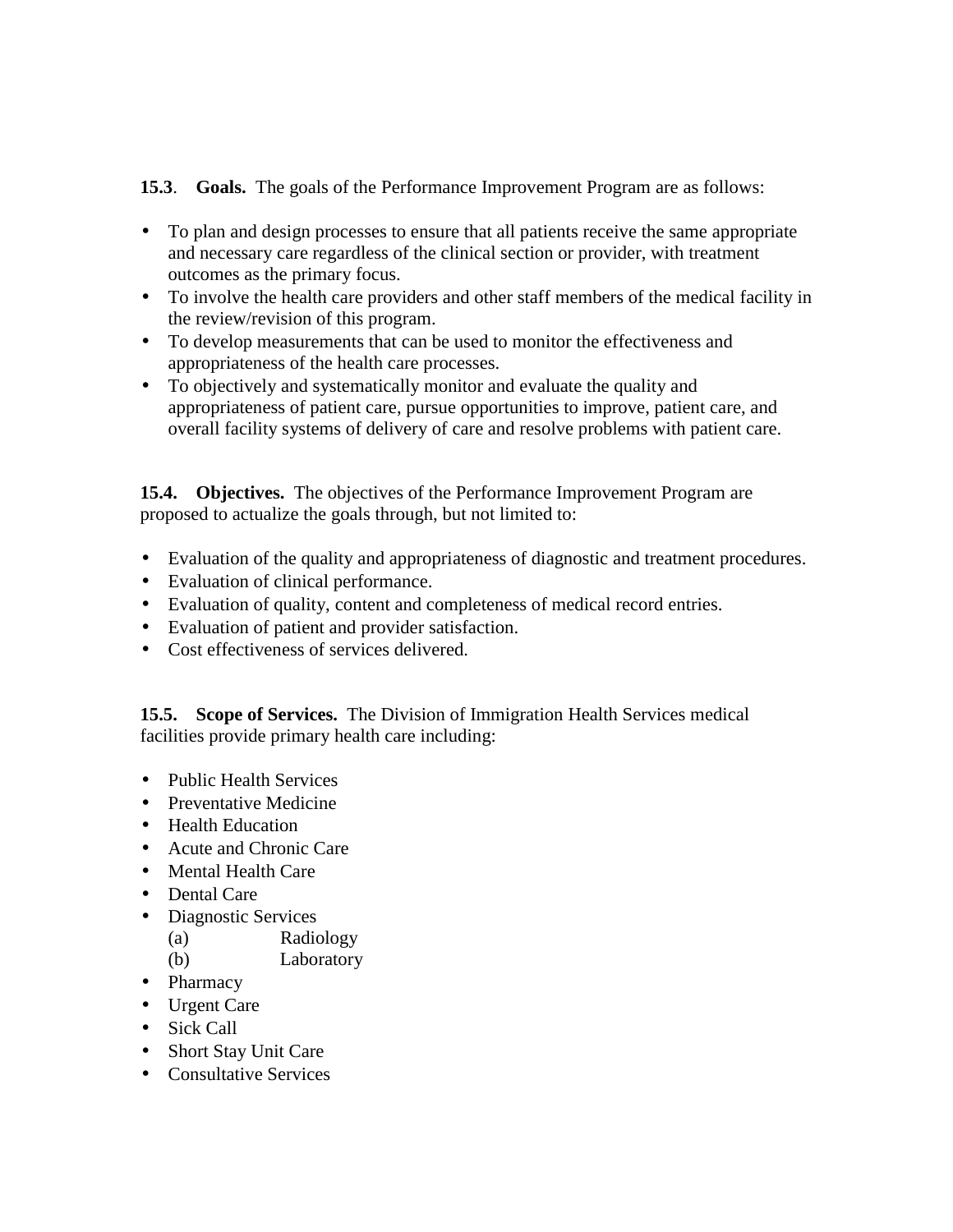**15.3**. **Goals.** The goals of the Performance Improvement Program are as follows:

- To plan and design processes to ensure that all patients receive the same appropriate and necessary care regardless of the clinical section or provider, with treatment outcomes as the primary focus.
- To involve the health care providers and other staff members of the medical facility in the review/revision of this program.
- To develop measurements that can be used to monitor the effectiveness and appropriateness of the health care processes.
- To objectively and systematically monitor and evaluate the quality and appropriateness of patient care, pursue opportunities to improve, patient care, and overall facility systems of delivery of care and resolve problems with patient care.

**15.4. Objectives.** The objectives of the Performance Improvement Program are proposed to actualize the goals through, but not limited to:

- Evaluation of the quality and appropriateness of diagnostic and treatment procedures.
- Evaluation of clinical performance.
- Evaluation of quality, content and completeness of medical record entries.
- Evaluation of patient and provider satisfaction.
- Cost effectiveness of services delivered.

**15.5. Scope of Services.** The Division of Immigration Health Services medical facilities provide primary health care including:

- Public Health Services
- Preventative Medicine
- Health Education
- Acute and Chronic Care
- Mental Health Care
- Dental Care
- Diagnostic Services
  (a) Radiology
  (b) Laboratory
- Pharmacy
- Urgent Care
- Sick Call
- Short Stay Unit Care
- Consultative Services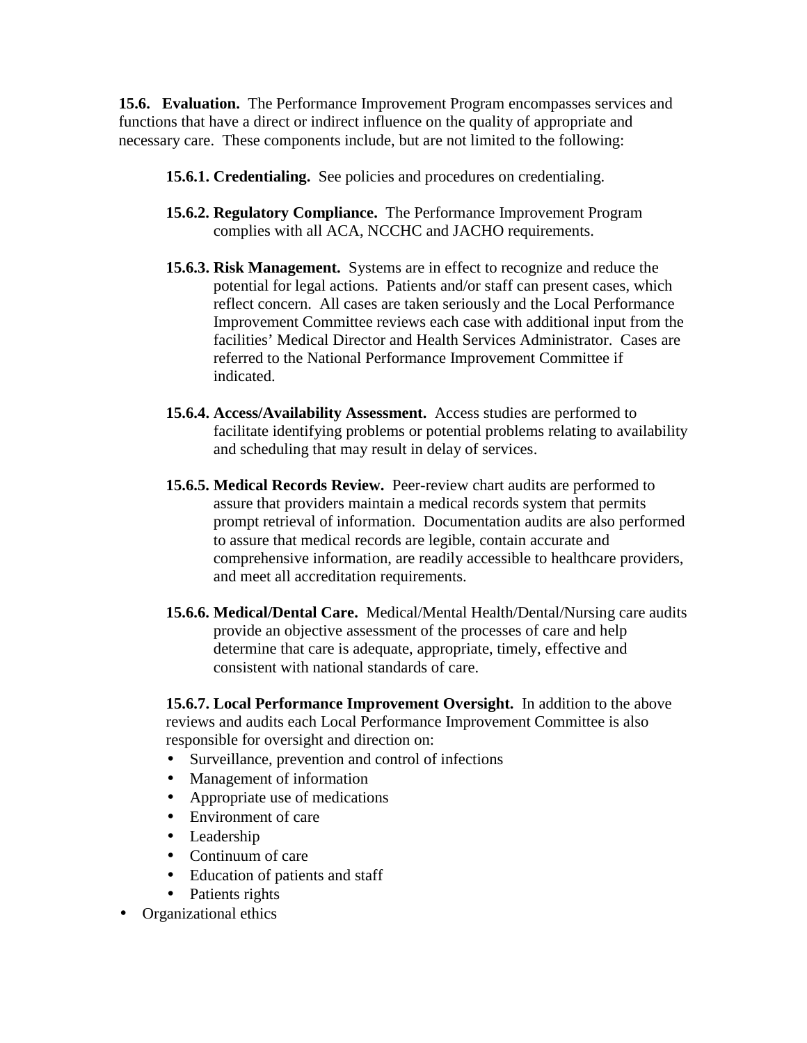**15.6. Evaluation.** The Performance Improvement Program encompasses services and functions that have a direct or indirect influence on the quality of appropriate and necessary care. These components include, but are not limited to the following:

**15.6.1. Credentialing.** See policies and procedures on credentialing.

**15.6.2. Regulatory Compliance.** The Performance Improvement Program complies with all ACA, NCCHC and JACHO requirements.

**15.6.3. Risk Management.** Systems are in effect to recognize and reduce the potential for legal actions. Patients and/or staff can present cases, which reflect concern. All cases are taken seriously and the Local Performance Improvement Committee reviews each case with additional input from the facilities' Medical Director and Health Services Administrator. Cases are referred to the National Performance Improvement Committee if indicated.

**15.6.4. Access/Availability Assessment.** Access studies are performed to facilitate identifying problems or potential problems relating to availability and scheduling that may result in delay of services.

**15.6.5. Medical Records Review.** Peer-review chart audits are performed to assure that providers maintain a medical records system that permits prompt retrieval of information. Documentation audits are also performed to assure that medical records are legible, contain accurate and comprehensive information, are readily accessible to healthcare providers, and meet all accreditation requirements.

**15.6.6. Medical/Dental Care.** Medical/Mental Health/Dental/Nursing care audits provide an objective assessment of the processes of care and help determine that care is adequate, appropriate, timely, effective and consistent with national standards of care.

**15.6.7. Local Performance Improvement Oversight.** In addition to the above reviews and audits each Local Performance Improvement Committee is also responsible for oversight and direction on:

- Surveillance, prevention and control of infections
- Management of information
- Appropriate use of medications
- Environment of care
- Leadership
- Continuum of care
- Education of patients and staff
- Patients rights
- Organizational ethics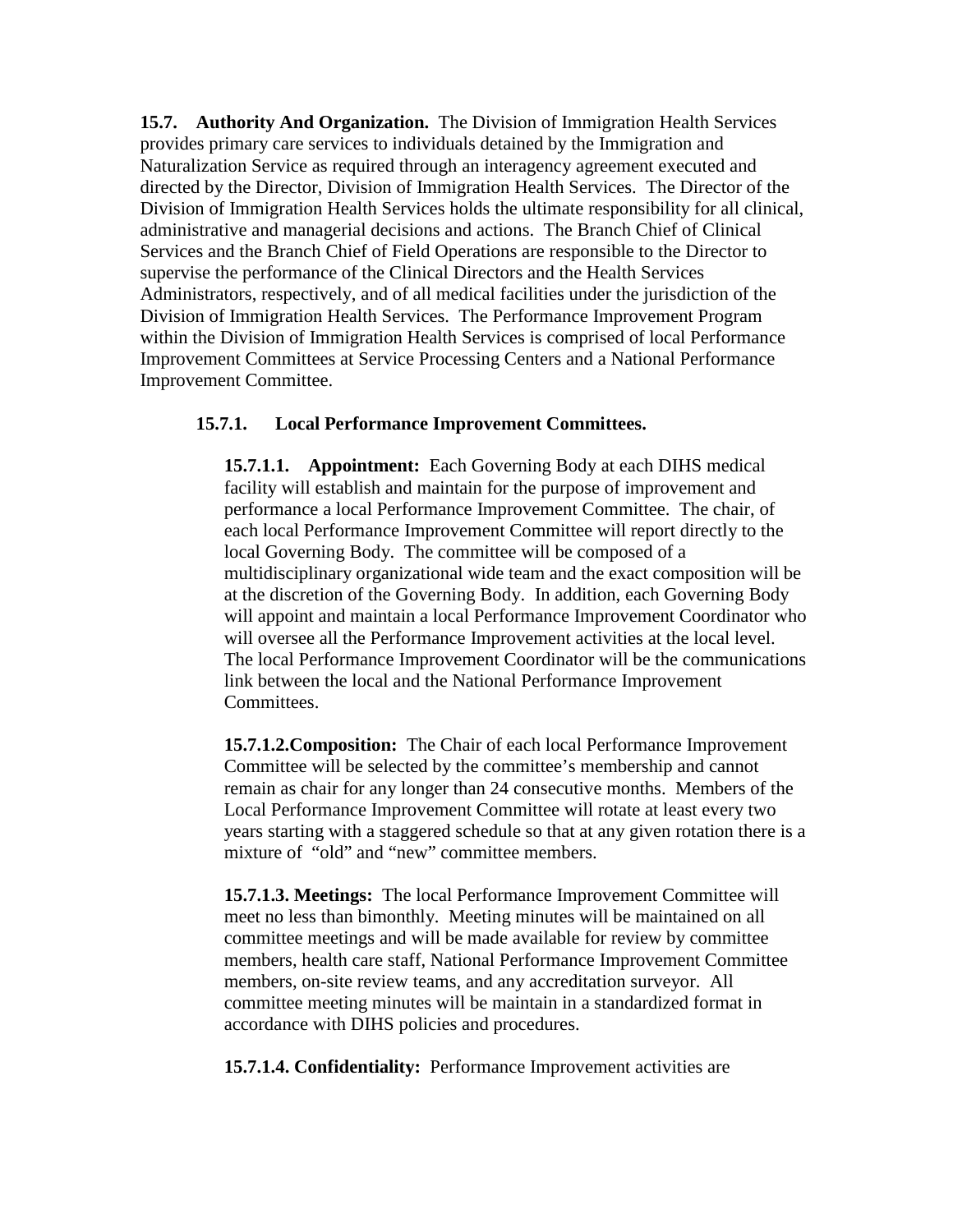**15.7. Authority And Organization.** The Division of Immigration Health Services provides primary care services to individuals detained by the Immigration and Naturalization Service as required through an interagency agreement executed and directed by the Director, Division of Immigration Health Services. The Director of the Division of Immigration Health Services holds the ultimate responsibility for all clinical, administrative and managerial decisions and actions. The Branch Chief of Clinical Services and the Branch Chief of Field Operations are responsible to the Director to supervise the performance of the Clinical Directors and the Health Services Administrators, respectively, and of all medical facilities under the jurisdiction of the Division of Immigration Health Services. The Performance Improvement Program within the Division of Immigration Health Services is comprised of local Performance Improvement Committees at Service Processing Centers and a National Performance Improvement Committee.

**15.7.1. Local Performance Improvement Committees.**

**15.7.1.1. Appointment:** Each Governing Body at each DIHS medical facility will establish and maintain for the purpose of improvement and performance a local Performance Improvement Committee. The chair, of each local Performance Improvement Committee will report directly to the local Governing Body. The committee will be composed of a multidisciplinary organizational wide team and the exact composition will be at the discretion of the Governing Body. In addition, each Governing Body will appoint and maintain a local Performance Improvement Coordinator who will oversee all the Performance Improvement activities at the local level. The local Performance Improvement Coordinator will be the communications link between the local and the National Performance Improvement Committees.

**15.7.1.2.Composition:** The Chair of each local Performance Improvement Committee will be selected by the committee's membership and cannot remain as chair for any longer than 24 consecutive months. Members of the Local Performance Improvement Committee will rotate at least every two years starting with a staggered schedule so that at any given rotation there is a mixture of "old" and "new" committee members.

**15.7.1.3. Meetings:** The local Performance Improvement Committee will meet no less than bimonthly. Meeting minutes will be maintained on all committee meetings and will be made available for review by committee members, health care staff, National Performance Improvement Committee members, on-site review teams, and any accreditation surveyor. All committee meeting minutes will be maintain in a standardized format in accordance with DIHS policies and procedures.

**15.7.1.4. Confidentiality:** Performance Improvement activities are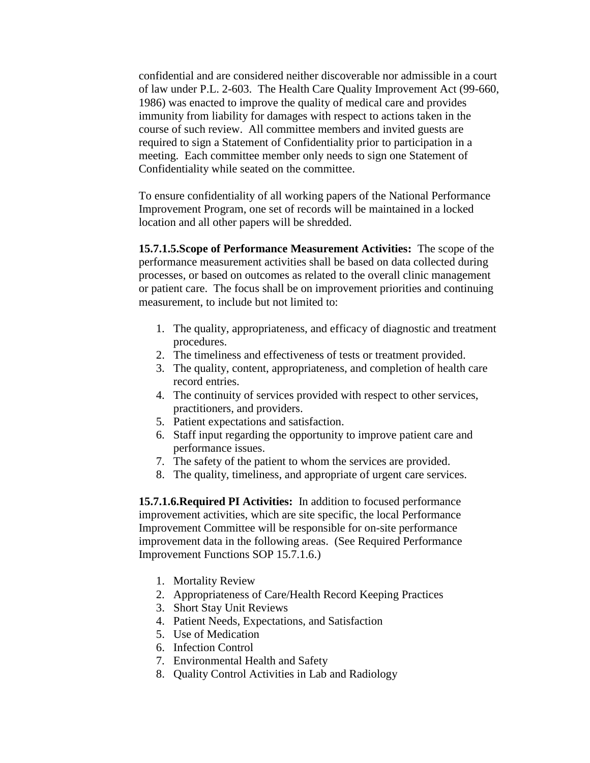confidential and are considered neither discoverable nor admissible in a court of law under P.L. 2-603. The Health Care Quality Improvement Act (99-660, 1986) was enacted to improve the quality of medical care and provides immunity from liability for damages with respect to actions taken in the course of such review. All committee members and invited guests are required to sign a Statement of Confidentiality prior to participation in a meeting. Each committee member only needs to sign one Statement of Confidentiality while seated on the committee.

To ensure confidentiality of all working papers of the National Performance Improvement Program, one set of records will be maintained in a locked location and all other papers will be shredded.

**15.7.1.5.Scope of Performance Measurement Activities:** The scope of the performance measurement activities shall be based on data collected during processes, or based on outcomes as related to the overall clinic management or patient care. The focus shall be on improvement priorities and continuing measurement, to include but not limited to:

1. The quality, appropriateness, and efficacy of diagnostic and treatment procedures.
2. The timeliness and effectiveness of tests or treatment provided.
3. The quality, content, appropriateness, and completion of health care record entries.
4. The continuity of services provided with respect to other services, practitioners, and providers.
5. Patient expectations and satisfaction.
6. Staff input regarding the opportunity to improve patient care and performance issues.
7. The safety of the patient to whom the services are provided.
8. The quality, timeliness, and appropriate of urgent care services.

**15.7.1.6.Required PI Activities:** In addition to focused performance improvement activities, which are site specific, the local Performance Improvement Committee will be responsible for on-site performance improvement data in the following areas. (See Required Performance Improvement Functions SOP 15.7.1.6.)

1. Mortality Review
2. Appropriateness of Care/Health Record Keeping Practices
3. Short Stay Unit Reviews
4. Patient Needs, Expectations, and Satisfaction
5. Use of Medication
6. Infection Control
7. Environmental Health and Safety
8. Quality Control Activities in Lab and Radiology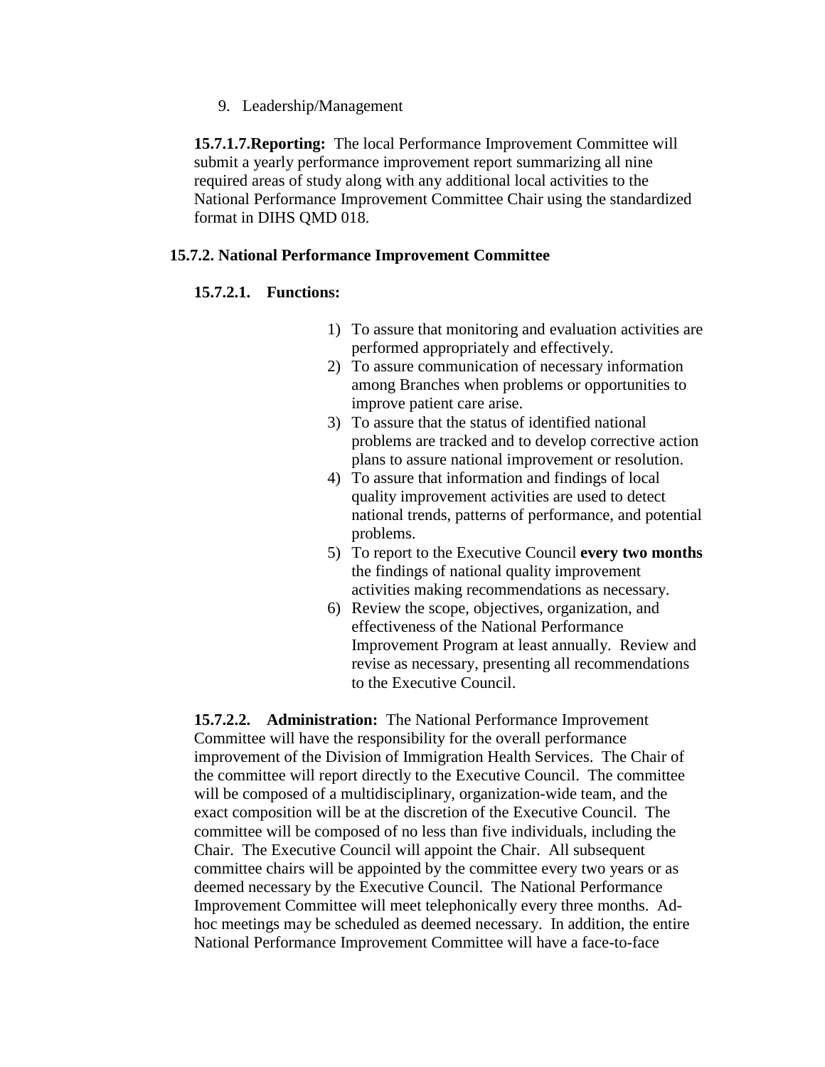9. Leadership/Management

**15.7.1.7.Reporting:** The local Performance Improvement Committee will submit a yearly performance improvement report summarizing all nine required areas of study along with any additional local activities to the National Performance Improvement Committee Chair using the standardized format in DIHS QMD 018.

**15.7.2. National Performance Improvement Committee**

**15.7.2.1. Functions:**

1) To assure that monitoring and evaluation activities are performed appropriately and effectively.
2) To assure communication of necessary information among Branches when problems or opportunities to improve patient care arise.
3) To assure that the status of identified national problems are tracked and to develop corrective action plans to assure national improvement or resolution.
4) To assure that information and findings of local quality improvement activities are used to detect national trends, patterns of performance, and potential problems.
5) To report to the Executive Council **every two months** the findings of national quality improvement activities making recommendations as necessary.
6) Review the scope, objectives, organization, and effectiveness of the National Performance Improvement Program at least annually. Review and revise as necessary, presenting all recommendations to the Executive Council.

**15.7.2.2. Administration:** The National Performance Improvement Committee will have the responsibility for the overall performance improvement of the Division of Immigration Health Services. The Chair of the committee will report directly to the Executive Council. The committee will be composed of a multidisciplinary, organization-wide team, and the exact composition will be at the discretion of the Executive Council. The committee will be composed of no less than five individuals, including the Chair. The Executive Council will appoint the Chair. All subsequent committee chairs will be appointed by the committee every two years or as deemed necessary by the Executive Council. The National Performance Improvement Committee will meet telephonically every three months. Ad-hoc meetings may be scheduled as deemed necessary. In addition, the entire National Performance Improvement Committee will have a face-to-face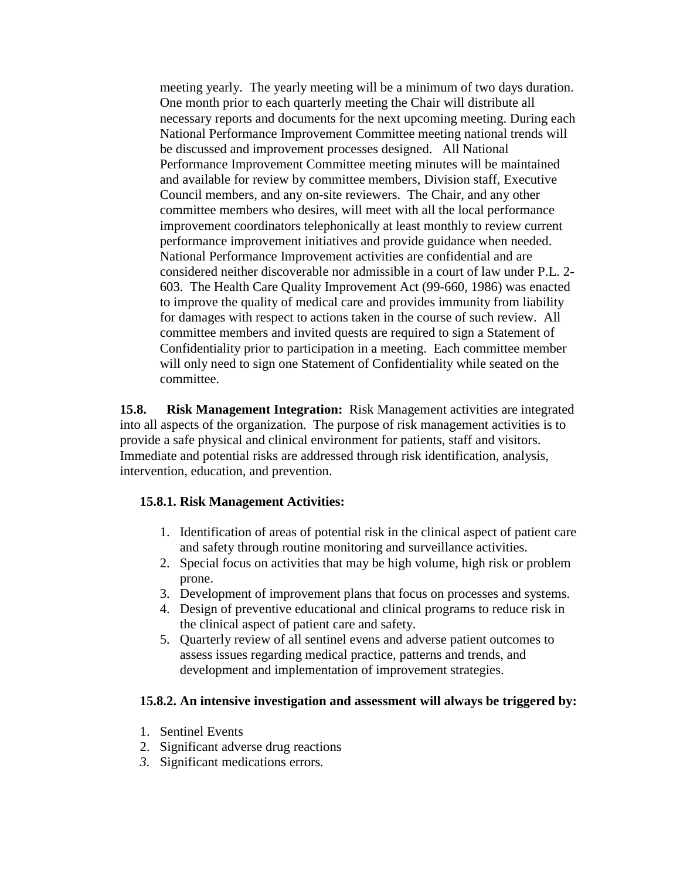meeting yearly. The yearly meeting will be a minimum of two days duration. One month prior to each quarterly meeting the Chair will distribute all necessary reports and documents for the next upcoming meeting. During each National Performance Improvement Committee meeting national trends will be discussed and improvement processes designed. All National Performance Improvement Committee meeting minutes will be maintained and available for review by committee members, Division staff, Executive Council members, and any on-site reviewers. The Chair, and any other committee members who desires, will meet with all the local performance improvement coordinators telephonically at least monthly to review current performance improvement initiatives and provide guidance when needed. National Performance Improvement activities are confidential and are considered neither discoverable nor admissible in a court of law under P.L. 2-603. The Health Care Quality Improvement Act (99-660, 1986) was enacted to improve the quality of medical care and provides immunity from liability for damages with respect to actions taken in the course of such review. All committee members and invited quests are required to sign a Statement of Confidentiality prior to participation in a meeting. Each committee member will only need to sign one Statement of Confidentiality while seated on the committee.

**15.8. Risk Management Integration:** Risk Management activities are integrated into all aspects of the organization. The purpose of risk management activities is to provide a safe physical and clinical environment for patients, staff and visitors. Immediate and potential risks are addressed through risk identification, analysis, intervention, education, and prevention.

**15.8.1. Risk Management Activities:**

1. Identification of areas of potential risk in the clinical aspect of patient care and safety through routine monitoring and surveillance activities.
2. Special focus on activities that may be high volume, high risk or problem prone.
3. Development of improvement plans that focus on processes and systems.
4. Design of preventive educational and clinical programs to reduce risk in the clinical aspect of patient care and safety.
5. Quarterly review of all sentinel evens and adverse patient outcomes to assess issues regarding medical practice, patterns and trends, and development and implementation of improvement strategies.

**15.8.2. An intensive investigation and assessment will always be triggered by:**

1. Sentinel Events
2. Significant adverse drug reactions
3. Significant medications errors*.*